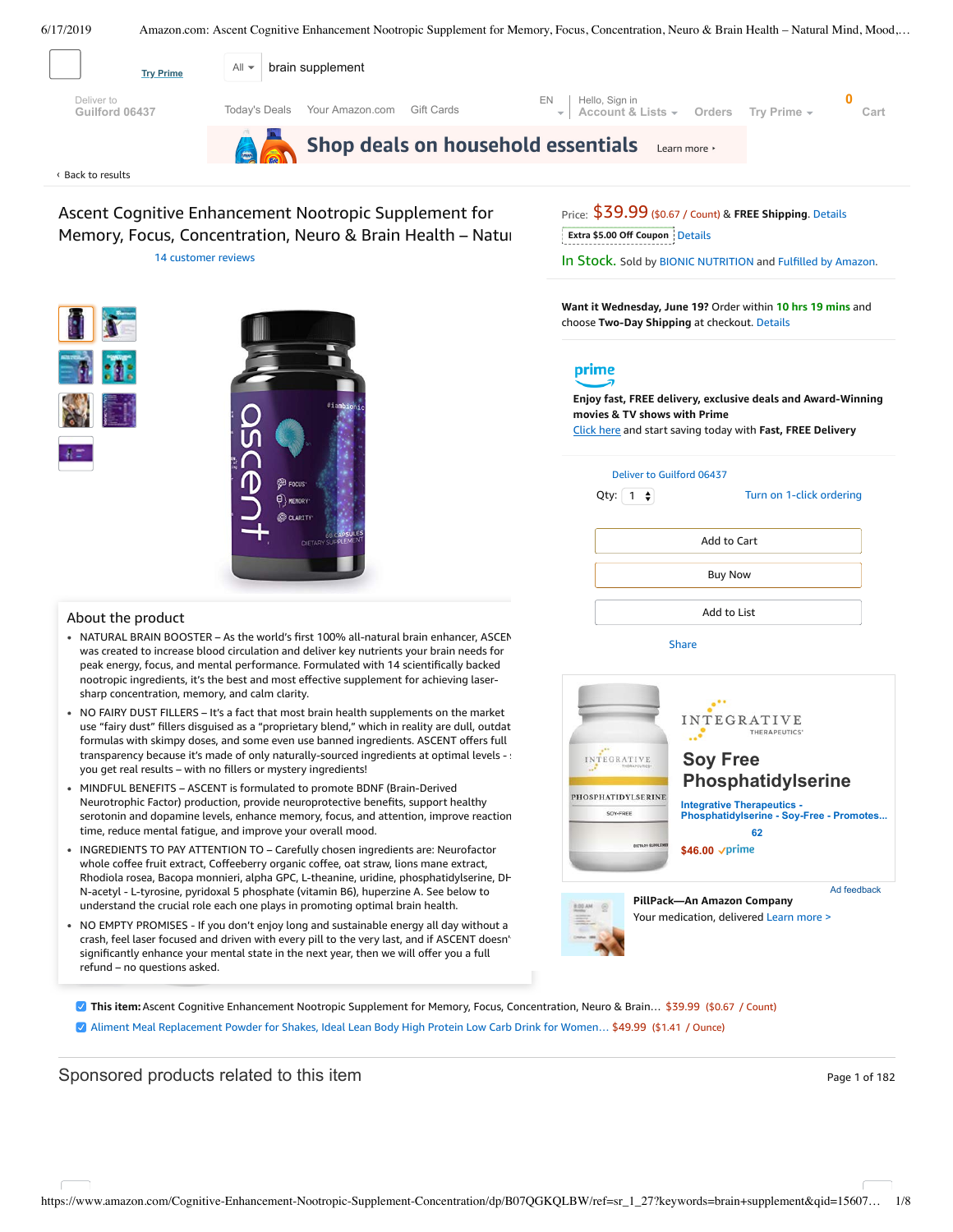Try Prime

All ▾ brain supplement

Deliver to Guilford 06437

Today's Deals Your Amazon.com Gift Cards

EN

Hello, Sign in Account & Lists ▾ Orders Try Prime ▾ 0 Cart

Shop deals on household essentials Learn more ›

‹ Back to results

# Ascent Cognitive Enhancement Nootropic Supplement for Memory, Focus, Concentration, Neuro & Brain Health – Natu

14 customer reviews

Price: $39.99 ($0.67 / Count) & FREE Shipping. Details

Extra $5.00 Off Coupon Details

In Stock. Sold by BIONIC NUTRITION and Fulfilled by Amazon.

**Want it Wednesday, June 19?** Order within **10 hrs 19 mins** and choose **Two-Day Shipping** at checkout. Details

prime

**Enjoy fast, FREE delivery, exclusive deals and Award-Winning movies & TV shows with Prime**

Click here and start saving today with **Fast, FREE Delivery**

Deliver to Guilford 06437

Qty: 1 Turn on 1-click ordering

Add to Cart

Buy Now

Add to List

Share

## About the product

- NATURAL BRAIN BOOSTER – As the world's first 100% all-natural brain enhancer, ASCEN was created to increase blood circulation and deliver key nutrients your brain needs for peak energy, focus, and mental performance. Formulated with 14 scientifically backed nootropic ingredients, it's the best and most effective supplement for achieving laser-sharp concentration, memory, and calm clarity.
- NO FAIRY DUST FILLERS – It's a fact that most brain health supplements on the market use "fairy dust" fillers disguised as a "proprietary blend," which in reality are dull, outdat formulas with skimpy doses, and some even use banned ingredients. ASCENT offers full transparency because it's made of only naturally-sourced ingredients at optimal levels - you get real results – with no fillers or mystery ingredients!
- MINDFUL BENEFITS – ASCENT is formulated to promote BDNF (Brain-Derived Neurotrophic Factor) production, provide neuroprotective benefits, support healthy serotonin and dopamine levels, enhance memory, focus, and attention, improve reaction time, reduce mental fatigue, and improve your overall mood.
- INGREDIENTS TO PAY ATTENTION TO – Carefully chosen ingredients are: Neurofactor whole coffee fruit extract, Coffeeberry organic coffee, oat straw, lions mane extract, Rhodiola rosea, Bacopa monnieri, alpha GPC, L-theanine, uridine, phosphatidylserine, DH N-acetyl - L-tyrosine, pyridoxal 5 phosphate (vitamin B6), huperzine A. See below to understand the crucial role each one plays in promoting optimal brain health.
- NO EMPTY PROMISES – If you don't enjoy long and sustainable energy all day without a crash, feel laser focused and driven with every pill to the very last, and if ASCENT doesn' significantly enhance your mental state in the next year, then we will offer you a full refund – no questions asked.

INTEGRATIVE THERAPEUTICS

**Soy Free Phosphatidylserine**

Integrative Therapeutics - Phosphatidylserine - Soy-Free - Promotes...

62

$46.00 prime

Ad feedback

**PillPack—An Amazon Company**

Your medication, delivered Learn more >

☑ **This item:** Ascent Cognitive Enhancement Nootropic Supplement for Memory, Focus, Concentration, Neuro & Brain… $39.99 ($0.67 / Count)

☑ Aliment Meal Replacement Powder for Shakes, Ideal Lean Body High Protein Low Carb Drink for Women… $49.99 ($1.41 / Ounce)

## Sponsored products related to this item

Page 1 of 182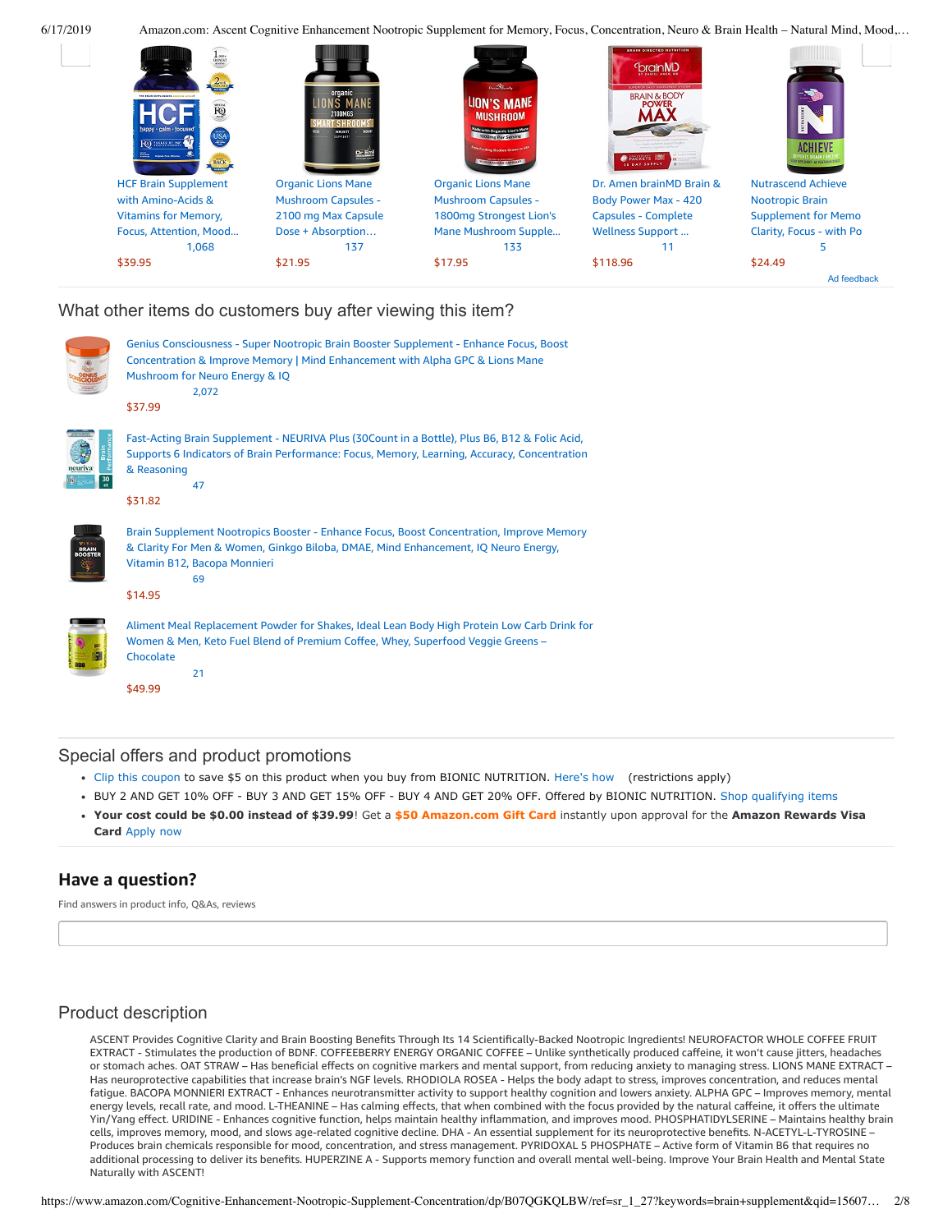HCF Brain Supplement with Amino-Acids & Vitamins for Memory, Focus, Attention, Mood...
1,068
$39.95

Organic Lions Mane Mushroom Capsules - 2100 mg Max Capsule Dose + Absorption...
137
$21.95

Organic Lions Mane Mushroom Capsules - 1800mg Strongest Lion's Mane Mushroom Supple...
133
$17.95

Dr. Amen brainMD Brain & Body Power Max - 420 Capsules - Complete Wellness Support ...
11
$118.96

Nutrascend Achieve Nootropic Brain Supplement for Memo Clarity, Focus - with Po
5
$24.49

Ad feedback

## What other items do customers buy after viewing this item?

Genius Consciousness - Super Nootropic Brain Booster Supplement - Enhance Focus, Boost Concentration & Improve Memory | Mind Enhancement with Alpha GPC & Lions Mane Mushroom for Neuro Energy & IQ
2,072
$37.99

Fast-Acting Brain Supplement - NEURIVA Plus (30Count in a Bottle), Plus B6, B12 & Folic Acid, Supports 6 Indicators of Brain Performance: Focus, Memory, Learning, Accuracy, Concentration & Reasoning
47
$31.82

Brain Supplement Nootropics Booster - Enhance Focus, Boost Concentration, Improve Memory & Clarity For Men & Women, Ginkgo Biloba, DMAE, Mind Enhancement, IQ Neuro Energy, Vitamin B12, Bacopa Monnieri
69
$14.95

Aliment Meal Replacement Powder for Shakes, Ideal Lean Body High Protein Low Carb Drink for Women & Men, Keto Fuel Blend of Premium Coffee, Whey, Superfood Veggie Greens – Chocolate
21
$49.99

## Special offers and product promotions

- Clip this coupon to save $5 on this product when you buy from BIONIC NUTRITION. Here's how (restrictions apply)
- BUY 2 AND GET 10% OFF - BUY 3 AND GET 15% OFF - BUY 4 AND GET 20% OFF. Offered by BIONIC NUTRITION. Shop qualifying items
- **Your cost could be $0.00 instead of $39.99**! Get a **$50 Amazon.com Gift Card** instantly upon approval for the **Amazon Rewards Visa Card** Apply now

## Have a question?

Find answers in product info, Q&As, reviews

## Product description

ASCENT Provides Cognitive Clarity and Brain Boosting Benefits Through Its 14 Scientifically-Backed Nootropic Ingredients! NEUROFACTOR WHOLE COFFEE FRUIT EXTRACT - Stimulates the production of BDNF. COFFEEBERRY ENERGY ORGANIC COFFEE – Unlike synthetically produced caffeine, it won't cause jitters, headaches or stomach aches. OAT STRAW – Has beneficial effects on cognitive markers and mental support, from reducing anxiety to managing stress. LIONS MANE EXTRACT – Has neuroprotective capabilities that increase brain's NGF levels. RHODIOLA ROSEA - Helps the body adapt to stress, improves concentration, and reduces mental fatigue. BACOPA MONNIERI EXTRACT - Enhances neurotransmitter activity to support healthy cognition and lowers anxiety. ALPHA GPC – Improves memory, mental energy levels, recall rate, and mood. L-THEANINE – Has calming effects, when combined with the focus provided by the natural caffeine, it offers the ultimate Yin/Yang effect. URIDINE - Enhances cognitive function, helps maintain healthy inflammation, and improves mood. PHOSPHATIDYLSERINE – Maintains healthy brain cells, improves memory, mood, and slows age-related cognitive decline. DHA - An essential supplement for its neuroprotective benefits. N-ACETYL-L-TYROSINE – Produces brain chemicals responsible for mood, concentration, and stress management. PYRIDOXAL 5 PHOSPHATE – Active form of Vitamin B6 that requires no additional processing to deliver its benefits. HUPERZINE A - Supports memory function and overall mental well-being. Improve Your Brain Health and Mental State Naturally with ASCENT!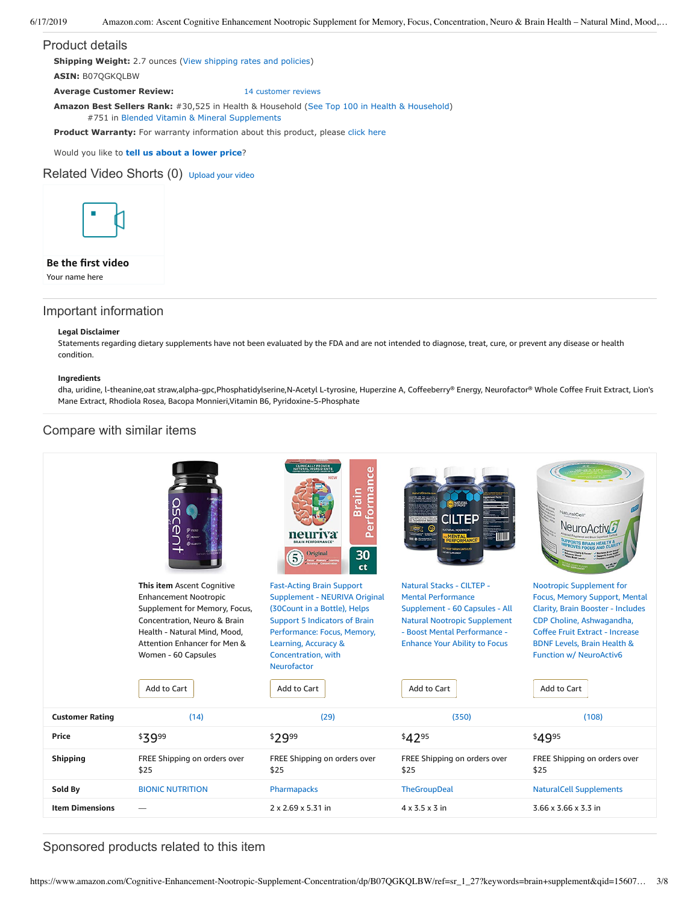## Product details

**Shipping Weight:** 2.7 ounces (View shipping rates and policies)

**ASIN:** B07QGKQLBW

**Average Customer Review:** 14 customer reviews

**Amazon Best Sellers Rank:** #30,525 in Health & Household (See Top 100 in Health & Household)
#751 in Blended Vitamin & Mineral Supplements

**Product Warranty:** For warranty information about this product, please click here

Would you like to **tell us about a lower price**?

## Related Video Shorts (0) Upload your video

**Be the first video**

Your name here

## Important information

**Legal Disclaimer**

Statements regarding dietary supplements have not been evaluated by the FDA and are not intended to diagnose, treat, cure, or prevent any disease or health condition.

**Ingredients**

dha, uridine, l-theanine,oat straw,alpha-gpc,Phosphatidylserine,N-Acetyl L-tyrosine, Huperzine A, Coffeeberry® Energy, Neurofactor® Whole Coffee Fruit Extract, Lion's Mane Extract, Rhodiola Rosea, Bacopa Monnieri,Vitamin B6, Pyridoxine-5-Phosphate

## Compare with similar items

| | **This item** Ascent Cognitive Enhancement Nootropic Supplement for Memory, Focus, Concentration, Neuro & Brain Health - Natural Mind, Mood, Attention Enhancer for Men & Women - 60 Capsules | Fast-Acting Brain Support Supplement - NEURIVA Original (30Count in a Bottle), Helps Support 5 Indicators of Brain Performance: Focus, Memory, Learning, Accuracy & Concentration, with Neurofactor | Natural Stacks - CILTEP - Mental Performance Supplement - 60 Capsules - All Natural Nootropic Supplement - Boost Mental Performance - Enhance Your Ability to Focus | Nootropic Supplement for Focus, Memory Support, Mental Clarity, Brain Booster - Includes CDP Choline, Ashwagandha, Coffee Fruit Extract - Increase BDNF Levels, Brain Health & Function w/ NeuroActiv6 |
|---|---|---|---|---|
| | Add to Cart | Add to Cart | Add to Cart | Add to Cart |
| **Customer Rating** | (14) | (29) | (350) | (108) |
| **Price** | $39.99 | $29.99 | $42.95 | $49.95 |
| **Shipping** | FREE Shipping on orders over $25 | FREE Shipping on orders over $25 | FREE Shipping on orders over $25 | FREE Shipping on orders over $25 |
| **Sold By** | BIONIC NUTRITION | Pharmapacks | TheGroupDeal | NaturalCell Supplements |
| **Item Dimensions** | — | 2 x 2.69 x 5.31 in | 4 x 3.5 x 3 in | 3.66 x 3.66 x 3.3 in |

## Sponsored products related to this item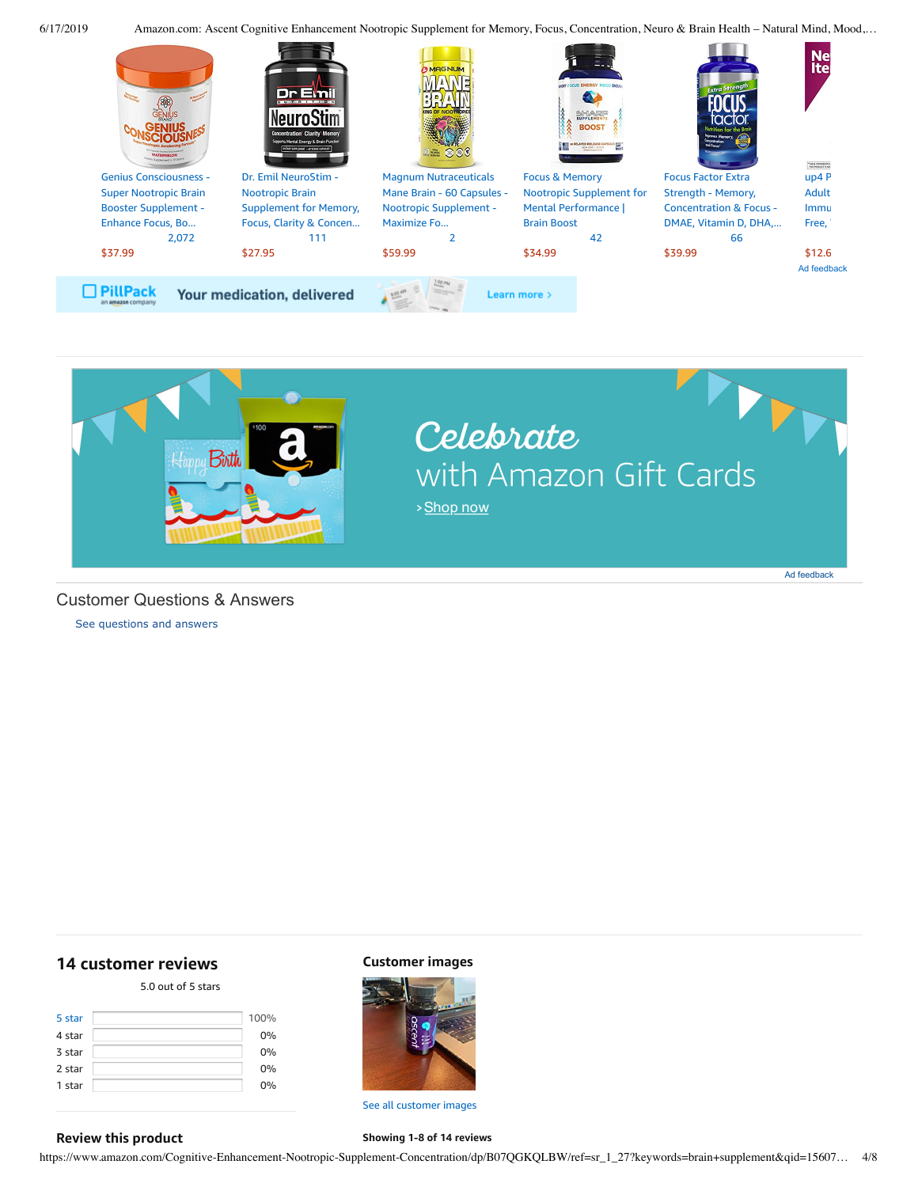Genius Consciousness - Super Nootropic Brain Booster Supplement - Enhance Focus, Bo...
2,072
$37.99

Dr. Emil NeuroStim - Nootropic Brain Supplement for Memory, Focus, Clarity & Concen...
111
$27.95

Magnum Nutraceuticals Mane Brain - 60 Capsules - Nootropic Supplement - Maximize Fo...
2
$59.99

Focus & Memory Nootropic Supplement for Mental Performance | Brain Boost
42
$34.99

Focus Factor Extra Strength - Memory, Concentration & Focus - DMAE, Vitamin D, DHA,...
66
$39.99

up4 P Adult Immu Free,
$12.6

Ad feedback

PillPack an amazon company Your medication, delivered Learn more ›

Celebrate with Amazon Gift Cards
› Shop now

Ad feedback

## Customer Questions & Answers

See questions and answers

## 14 customer reviews

5.0 out of 5 stars

| | |
|---|---|
| 5 star | 100% |
| 4 star | 0% |
| 3 star | 0% |
| 2 star | 0% |
| 1 star | 0% |

### Customer images

See all customer images

### Review this product

**Showing 1-8 of 14 reviews**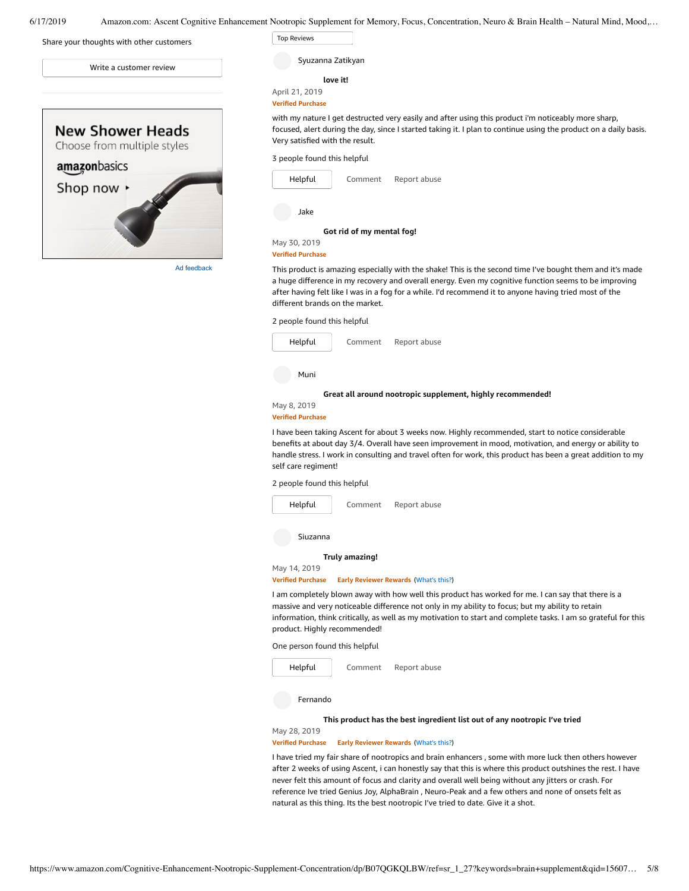Share your thoughts with other customers

Write a customer review

New Shower Heads
Choose from multiple styles
amazonbasics
Shop now ▸

Ad feedback

Top Reviews

Syuzanna Zatikyan

**love it!**

April 21, 2019

**Verified Purchase**

with my nature I get destructed very easily and after using this product i'm noticeably more sharp, focused, alert during the day, since I started taking it. I plan to continue using the product on a daily basis. Very satisfied with the result.

3 people found this helpful

Helpful | Comment | Report abuse

Jake

**Got rid of my mental fog!**

May 30, 2019

**Verified Purchase**

This product is amazing especially with the shake! This is the second time I've bought them and it's made a huge difference in my recovery and overall energy. Even my cognitive function seems to be improving after having felt like I was in a fog for a while. I'd recommend it to anyone having tried most of the different brands on the market.

2 people found this helpful

Helpful | Comment | Report abuse

Muni

**Great all around nootropic supplement, highly recommended!**

May 8, 2019

**Verified Purchase**

I have been taking Ascent for about 3 weeks now. Highly recommended, start to notice considerable benefits at about day 3/4. Overall have seen improvement in mood, motivation, and energy or ability to handle stress. I work in consulting and travel often for work, this product has been a great addition to my self care regiment!

2 people found this helpful

Helpful | Comment | Report abuse

Siuzanna

**Truly amazing!**

May 14, 2019

**Verified Purchase** **Early Reviewer Rewards** (What's this?)

I am completely blown away with how well this product has worked for me. I can say that there is a massive and very noticeable difference not only in my ability to focus; but my ability to retain information, think critically, as well as my motivation to start and complete tasks. I am so grateful for this product. Highly recommended!

One person found this helpful

Helpful | Comment | Report abuse

Fernando

**This product has the best ingredient list out of any nootropic I've tried**

May 28, 2019

**Verified Purchase** **Early Reviewer Rewards** (What's this?)

I have tried my fair share of nootropics and brain enhancers , some with more luck then others however after 2 weeks of using Ascent, i can honestly say that this is where this product outshines the rest. I have never felt this amount of focus and clarity and overall well being without any jitters or crash. For reference Ive tried Genius Joy, AlphaBrain , Neuro-Peak and a few others and none of onsets felt as natural as this thing. Its the best nootropic I've tried to date. Give it a shot.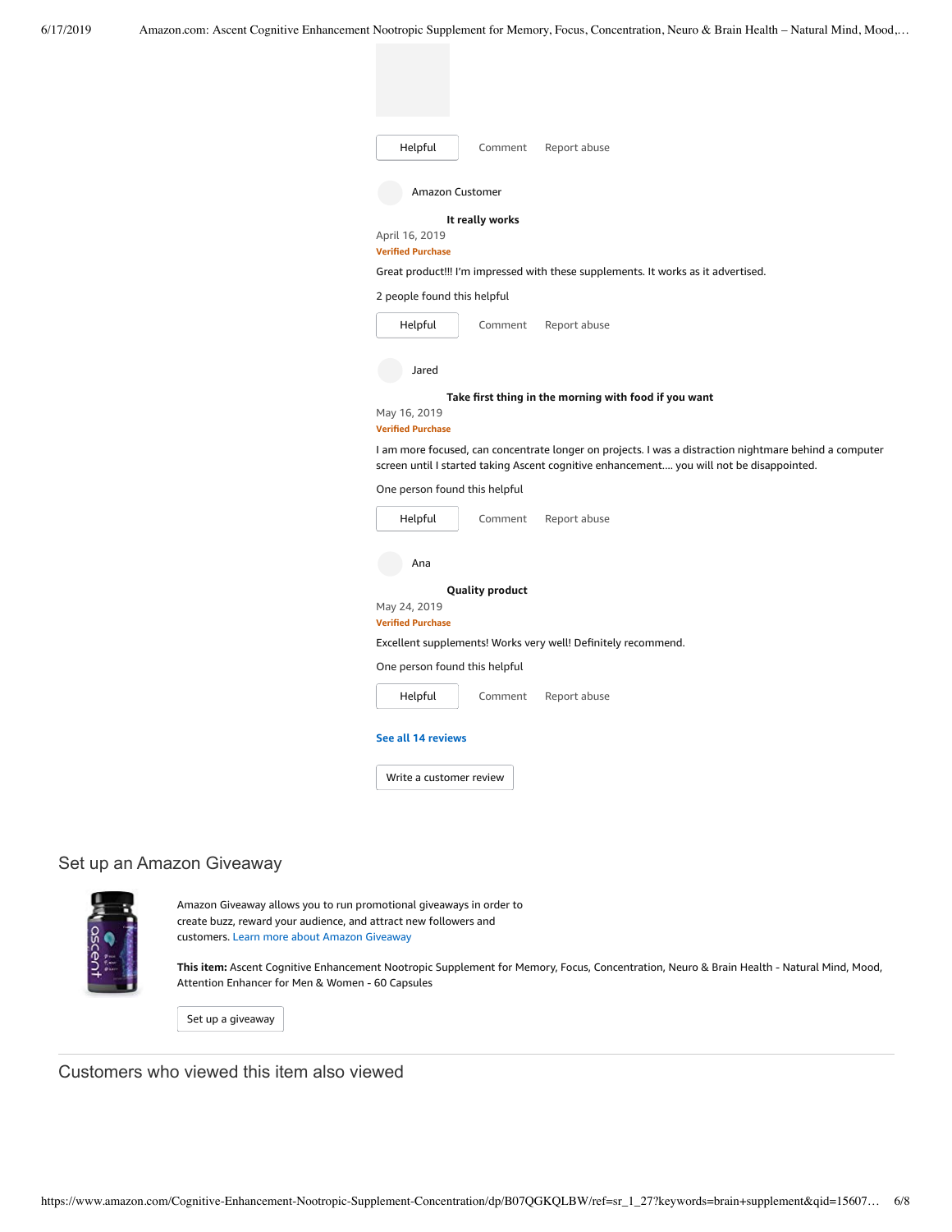Helpful    Comment    Report abuse

Amazon Customer

**It really works**

April 16, 2019

**Verified Purchase**

Great product!!! I'm impressed with these supplements. It works as it advertised.

2 people found this helpful

Helpful    Comment    Report abuse

Jared

**Take first thing in the morning with food if you want**

May 16, 2019

**Verified Purchase**

I am more focused, can concentrate longer on projects. I was a distraction nightmare behind a computer screen until I started taking Ascent cognitive enhancement.... you will not be disappointed.

One person found this helpful

Helpful    Comment    Report abuse

Ana

**Quality product**

May 24, 2019

**Verified Purchase**

Excellent supplements! Works very well! Definitely recommend.

One person found this helpful

Helpful    Comment    Report abuse

**See all 14 reviews**

Write a customer review

## Set up an Amazon Giveaway

Amazon Giveaway allows you to run promotional giveaways in order to create buzz, reward your audience, and attract new followers and customers. Learn more about Amazon Giveaway

**This item:** Ascent Cognitive Enhancement Nootropic Supplement for Memory, Focus, Concentration, Neuro & Brain Health - Natural Mind, Mood, Attention Enhancer for Men & Women - 60 Capsules

Set up a giveaway

## Customers who viewed this item also viewed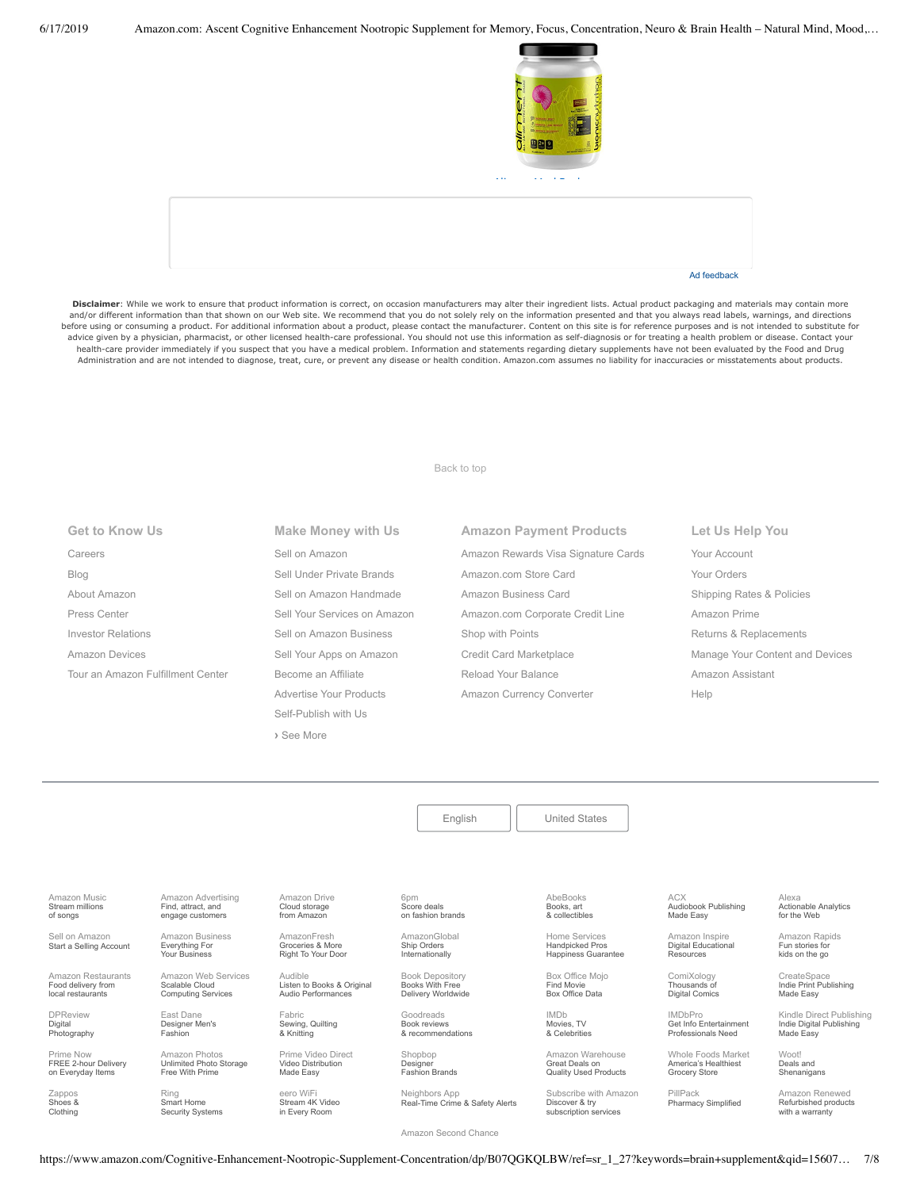Ad feedback

**Disclaimer**: While we work to ensure that product information is correct, on occasion manufacturers may alter their ingredient lists. Actual product packaging and materials may contain more and/or different information than that shown on our Web site. We recommend that you do not solely rely on the information presented and that you always read labels, warnings, and directions before using or consuming a product. For additional information about a product, please contact the manufacturer. Content on this site is for reference purposes and is not intended to substitute for advice given by a physician, pharmacist, or other licensed health-care professional. You should not use this information as self-diagnosis or for treating a health problem or disease. Contact your health-care provider immediately if you suspect that you have a medical problem. Information and statements regarding dietary supplements have not been evaluated by the Food and Drug Administration and are not intended to diagnose, treat, cure, or prevent any disease or health condition. Amazon.com assumes no liability for inaccuracies or misstatements about products.

Back to top

### Get to Know Us

- Careers
- Blog
- About Amazon
- Press Center
- Investor Relations
- Amazon Devices
- Tour an Amazon Fulfillment Center

### Make Money with Us

- Sell on Amazon
- Sell Under Private Brands
- Sell on Amazon Handmade
- Sell Your Services on Amazon
- Sell on Amazon Business
- Sell Your Apps on Amazon
- Become an Affiliate
- Advertise Your Products
- Self-Publish with Us
- › See More

### Amazon Payment Products

- Amazon Rewards Visa Signature Cards
- Amazon.com Store Card
- Amazon Business Card
- Amazon.com Corporate Credit Line
- Shop with Points
- Credit Card Marketplace
- Reload Your Balance
- Amazon Currency Converter

### Let Us Help You

- Your Account
- Your Orders
- Shipping Rates & Policies
- Amazon Prime
- Returns & Replacements
- Manage Your Content and Devices
- Amazon Assistant
- Help

English | United States

| | | | | | | |
|---|---|---|---|---|---|---|
| Amazon Music Stream millions of songs | Amazon Advertising Find, attract, and engage customers | Amazon Drive Cloud storage from Amazon | 6pm Score deals on fashion brands | AbeBooks Books, art & collectibles | ACX Audiobook Publishing Made Easy | Alexa Actionable Analytics for the Web |
| Sell on Amazon Start a Selling Account | Amazon Business Everything For Your Business | AmazonFresh Groceries & More Right To Your Door | AmazonGlobal Ship Orders Internationally | Home Services Handpicked Pros Happiness Guarantee | Amazon Inspire Digital Educational Resources | Amazon Rapids Fun stories for kids on the go |
| Amazon Restaurants Food delivery from local restaurants | Amazon Web Services Scalable Cloud Computing Services | Audible Listen to Books & Original Audio Performances | Book Depository Books With Free Delivery Worldwide | Box Office Mojo Find Movie Box Office Data | ComiXology Thousands of Digital Comics | CreateSpace Indie Print Publishing Made Easy |
| DPReview Digital Photography | East Dane Designer Men's Fashion | Fabric Sewing, Quilting & Knitting | Goodreads Book reviews & recommendations | IMDb Movies, TV & Celebrities | IMDbPro Get Info Entertainment Professionals Need | Kindle Direct Publishing Indie Digital Publishing Made Easy |
| Prime Now FREE 2-hour Delivery on Everyday Items | Amazon Photos Unlimited Photo Storage Free With Prime | Prime Video Direct Video Distribution Made Easy | Shopbop Designer Fashion Brands | Amazon Warehouse Great Deals on Quality Used Products | Whole Foods Market America's Healthiest Grocery Store | Woot! Deals and Shenanigans |
| Zappos Shoes & Clothing | Ring Smart Home Security Systems | eero WiFi Stream 4K Video in Every Room | Neighbors App Real-Time Crime & Safety Alerts | Subscribe with Amazon Discover & try subscription services | PillPack Pharmacy Simplified | Amazon Renewed Refurbished products with a warranty |
| | | | Amazon Second Chance | | | |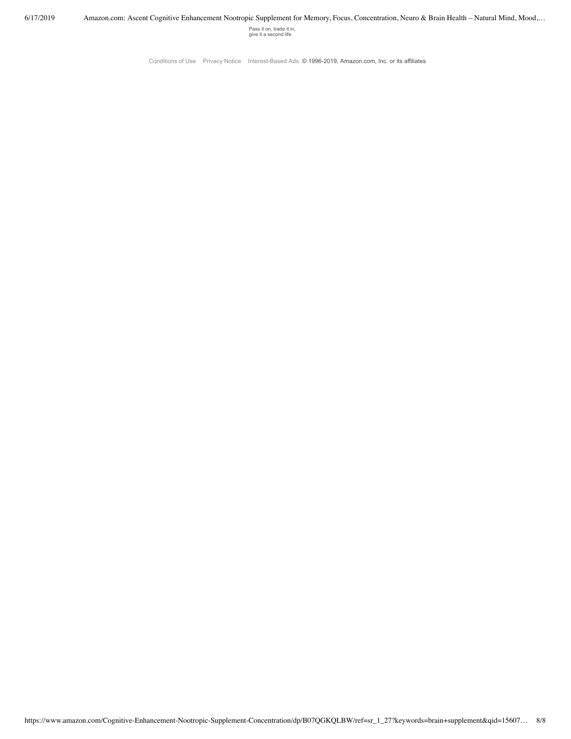Pass it on, trade it in,
give it a second life

Conditions of Use Privacy Notice Interest-Based Ads © 1996-2019, Amazon.com, Inc. or its affiliates